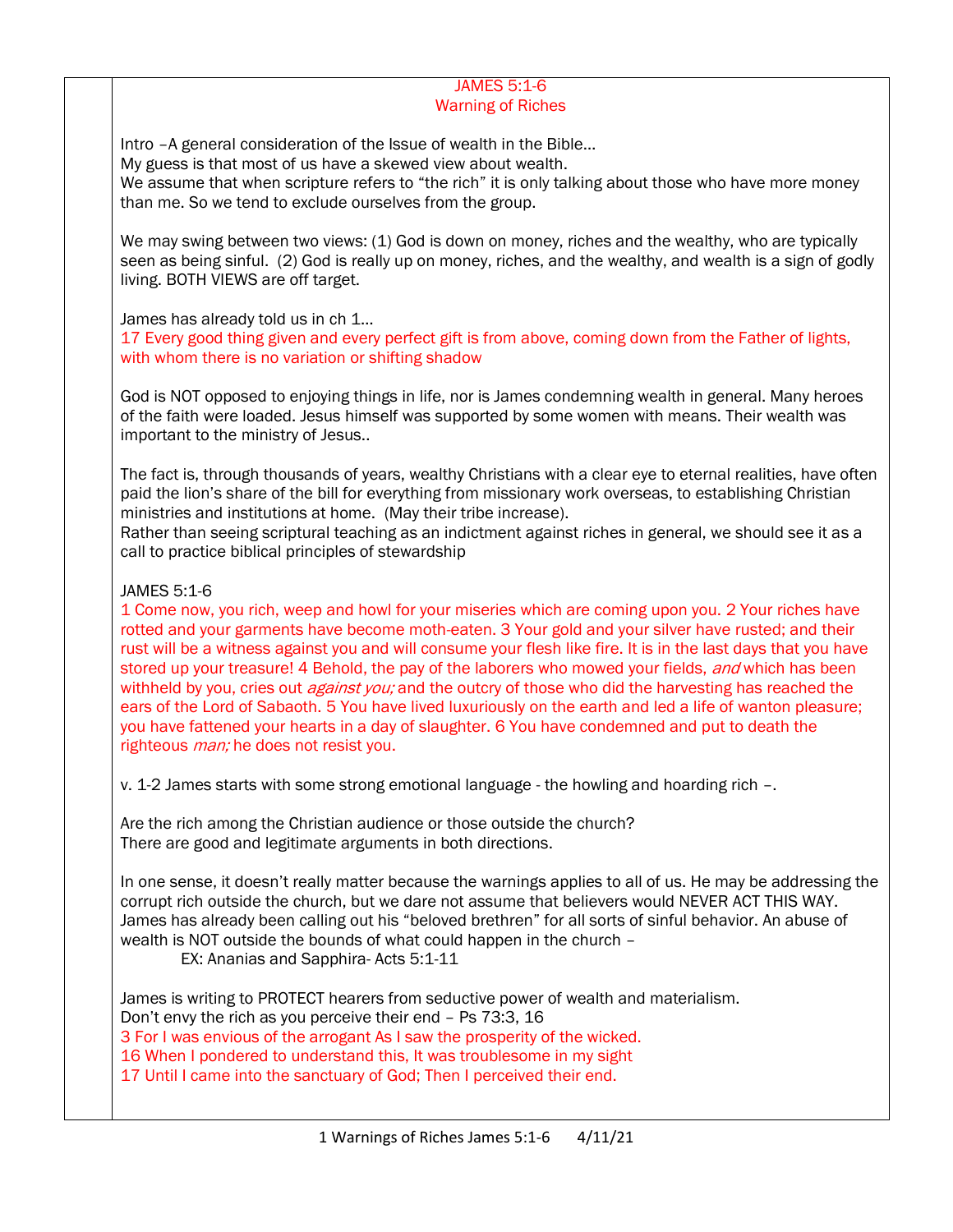## JAMES 5:1-6
## Warning of Riches

Intro –A general consideration of the Issue of wealth in the Bible...
My guess is that most of us have a skewed view about wealth.
We assume that when scripture refers to "the rich" it is only talking about those who have more money than me. So we tend to exclude ourselves from the group.

We may swing between two views: (1) God is down on money, riches and the wealthy, who are typically seen as being sinful. (2) God is really up on money, riches, and the wealthy, and wealth is a sign of godly living. BOTH VIEWS are off target.

James has already told us in ch 1...
17 Every good thing given and every perfect gift is from above, coming down from the Father of lights, with whom there is no variation or shifting shadow

God is NOT opposed to enjoying things in life, nor is James condemning wealth in general. Many heroes of the faith were loaded. Jesus himself was supported by some women with means. Their wealth was important to the ministry of Jesus..

The fact is, through thousands of years, wealthy Christians with a clear eye to eternal realities, have often paid the lion's share of the bill for everything from missionary work overseas, to establishing Christian ministries and institutions at home. (May their tribe increase).
Rather than seeing scriptural teaching as an indictment against riches in general, we should see it as a call to practice biblical principles of stewardship

JAMES 5:1-6
1 Come now, you rich, weep and howl for your miseries which are coming upon you. 2 Your riches have rotted and your garments have become moth-eaten. 3 Your gold and your silver have rusted; and their rust will be a witness against you and will consume your flesh like fire. It is in the last days that you have stored up your treasure! 4 Behold, the pay of the laborers who mowed your fields, *and* which has been withheld by you, cries out *against you;* and the outcry of those who did the harvesting has reached the ears of the Lord of Sabaoth. 5 You have lived luxuriously on the earth and led a life of wanton pleasure; you have fattened your hearts in a day of slaughter. 6 You have condemned and put to death the righteous *man;* he does not resist you.

v. 1-2 James starts with some strong emotional language - the howling and hoarding rich –.

Are the rich among the Christian audience or those outside the church?
There are good and legitimate arguments in both directions.

In one sense, it doesn't really matter because the warnings applies to all of us. He may be addressing the corrupt rich outside the church, but we dare not assume that believers would NEVER ACT THIS WAY. James has already been calling out his "beloved brethren" for all sorts of sinful behavior. An abuse of wealth is NOT outside the bounds of what could happen in the church –

EX: Ananias and Sapphira- Acts 5:1-11

James is writing to PROTECT hearers from seductive power of wealth and materialism.
Don't envy the rich as you perceive their end – Ps 73:3, 16
3 For I was envious of the arrogant As I saw the prosperity of the wicked.
16 When I pondered to understand this, It was troublesome in my sight
17 Until I came into the sanctuary of God; Then I perceived their end.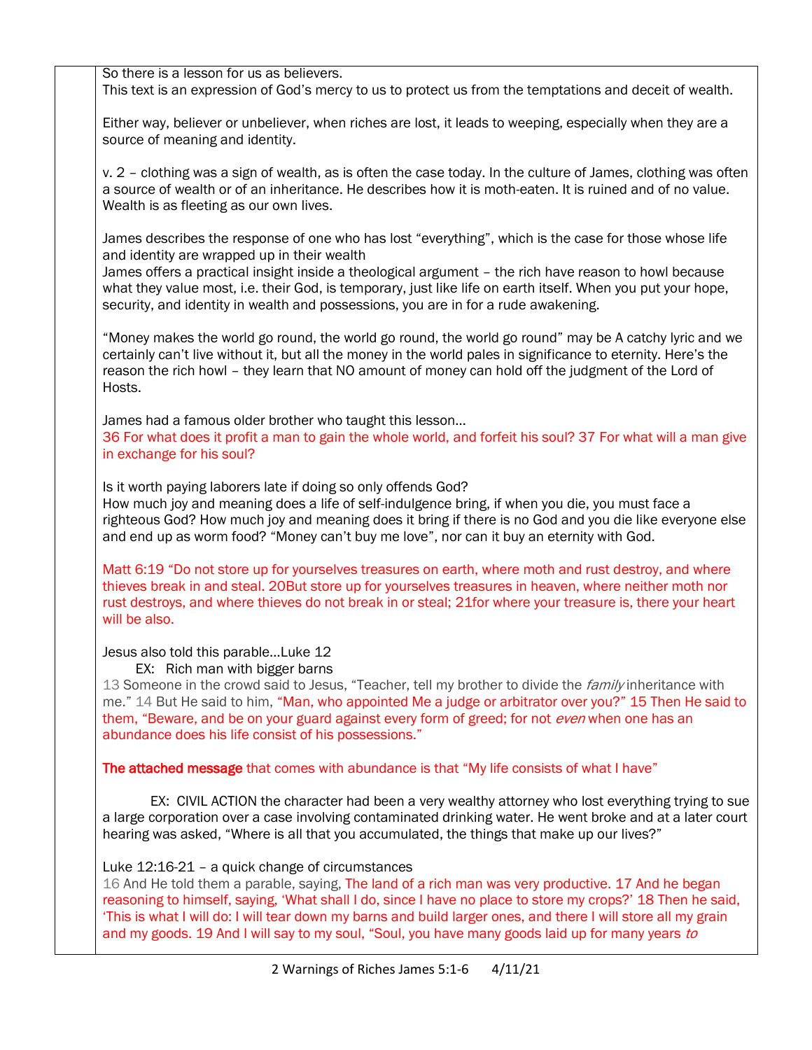So there is a lesson for us as believers.
This text is an expression of God's mercy to us to protect us from the temptations and deceit of wealth.

Either way, believer or unbeliever, when riches are lost, it leads to weeping, especially when they are a source of meaning and identity.

v. 2 – clothing was a sign of wealth, as is often the case today. In the culture of James, clothing was often a source of wealth or of an inheritance. He describes how it is moth-eaten. It is ruined and of no value. Wealth is as fleeting as our own lives.

James describes the response of one who has lost "everything", which is the case for those whose life and identity are wrapped up in their wealth
James offers a practical insight inside a theological argument – the rich have reason to howl because what they value most, i.e. their God, is temporary, just like life on earth itself. When you put your hope, security, and identity in wealth and possessions, you are in for a rude awakening.

"Money makes the world go round, the world go round, the world go round" may be A catchy lyric and we certainly can't live without it, but all the money in the world pales in significance to eternity. Here's the reason the rich howl – they learn that NO amount of money can hold off the judgment of the Lord of Hosts.

James had a famous older brother who taught this lesson…
36 For what does it profit a man to gain the whole world, and forfeit his soul? 37 For what will a man give in exchange for his soul?

Is it worth paying laborers late if doing so only offends God?
How much joy and meaning does a life of self-indulgence bring, if when you die, you must face a righteous God? How much joy and meaning does it bring if there is no God and you die like everyone else and end up as worm food? "Money can't buy me love", nor can it buy an eternity with God.

Matt 6:19 "Do not store up for yourselves treasures on earth, where moth and rust destroy, and where thieves break in and steal. 20But store up for yourselves treasures in heaven, where neither moth nor rust destroys, and where thieves do not break in or steal; 21for where your treasure is, there your heart will be also.

Jesus also told this parable…Luke 12
EX: Rich man with bigger barns
13 Someone in the crowd said to Jesus, "Teacher, tell my brother to divide the *family* inheritance with me." 14 But He said to him, "Man, who appointed Me a judge or arbitrator over you?" 15 Then He said to them, "Beware, and be on your guard against every form of greed; for not *even* when one has an abundance does his life consist of his possessions."

**The attached message** that comes with abundance is that "My life consists of what I have"

EX: CIVIL ACTION the character had been a very wealthy attorney who lost everything trying to sue a large corporation over a case involving contaminated drinking water. He went broke and at a later court hearing was asked, "Where is all that you accumulated, the things that make up our lives?"

Luke 12:16-21 – a quick change of circumstances
16 And He told them a parable, saying, The land of a rich man was very productive. 17 And he began reasoning to himself, saying, 'What shall I do, since I have no place to store my crops?' 18 Then he said, 'This is what I will do: I will tear down my barns and build larger ones, and there I will store all my grain and my goods. 19 And I will say to my soul, "Soul, you have many goods laid up for many years *to*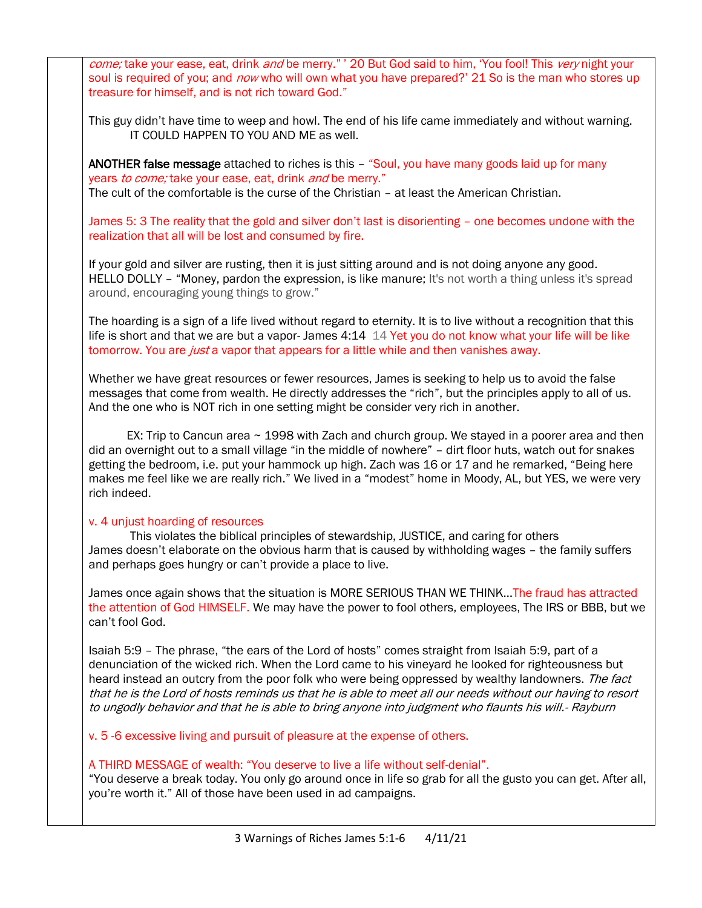*come;* take your ease, eat, drink *and* be merry." ' 20 But God said to him, 'You fool! This *very* night your soul is required of you; and *now* who will own what you have prepared?' 21 So is the man who stores up treasure for himself, and is not rich toward God."

This guy didn't have time to weep and howl. The end of his life came immediately and without warning.
IT COULD HAPPEN TO YOU AND ME as well.

**ANOTHER false message** attached to riches is this – "Soul, you have many goods laid up for many years *to come;* take your ease, eat, drink *and* be merry."
The cult of the comfortable is the curse of the Christian – at least the American Christian.

James 5: 3 The reality that the gold and silver don't last is disorienting – one becomes undone with the realization that all will be lost and consumed by fire.

If your gold and silver are rusting, then it is just sitting around and is not doing anyone any good.
HELLO DOLLY – "Money, pardon the expression, is like manure; It's not worth a thing unless it's spread around, encouraging young things to grow."

The hoarding is a sign of a life lived without regard to eternity. It is to live without a recognition that this life is short and that we are but a vapor- James 4:14 14 Yet you do not know what your life will be like tomorrow. You are *just* a vapor that appears for a little while and then vanishes away.

Whether we have great resources or fewer resources, James is seeking to help us to avoid the false messages that come from wealth. He directly addresses the "rich", but the principles apply to all of us. And the one who is NOT rich in one setting might be consider very rich in another.

EX: Trip to Cancun area ~ 1998 with Zach and church group. We stayed in a poorer area and then did an overnight out to a small village "in the middle of nowhere" – dirt floor huts, watch out for snakes getting the bedroom, i.e. put your hammock up high. Zach was 16 or 17 and he remarked, "Being here makes me feel like we are really rich." We lived in a "modest" home in Moody, AL, but YES, we were very rich indeed.

v. 4 unjust hoarding of resources

This violates the biblical principles of stewardship, JUSTICE, and caring for others
James doesn't elaborate on the obvious harm that is caused by withholding wages – the family suffers and perhaps goes hungry or can't provide a place to live.

James once again shows that the situation is MORE SERIOUS THAN WE THINK…The fraud has attracted the attention of God HIMSELF. We may have the power to fool others, employees, The IRS or BBB, but we can't fool God.

Isaiah 5:9 – The phrase, "the ears of the Lord of hosts" comes straight from Isaiah 5:9, part of a denunciation of the wicked rich. When the Lord came to his vineyard he looked for righteousness but heard instead an outcry from the poor folk who were being oppressed by wealthy landowners. *The fact that he is the Lord of hosts reminds us that he is able to meet all our needs without our having to resort to ungodly behavior and that he is able to bring anyone into judgment who flaunts his will.- Rayburn*

v. 5 -6 excessive living and pursuit of pleasure at the expense of others.

A THIRD MESSAGE of wealth: "You deserve to live a life without self-denial".
"You deserve a break today. You only go around once in life so grab for all the gusto you can get. After all, you're worth it." All of those have been used in ad campaigns.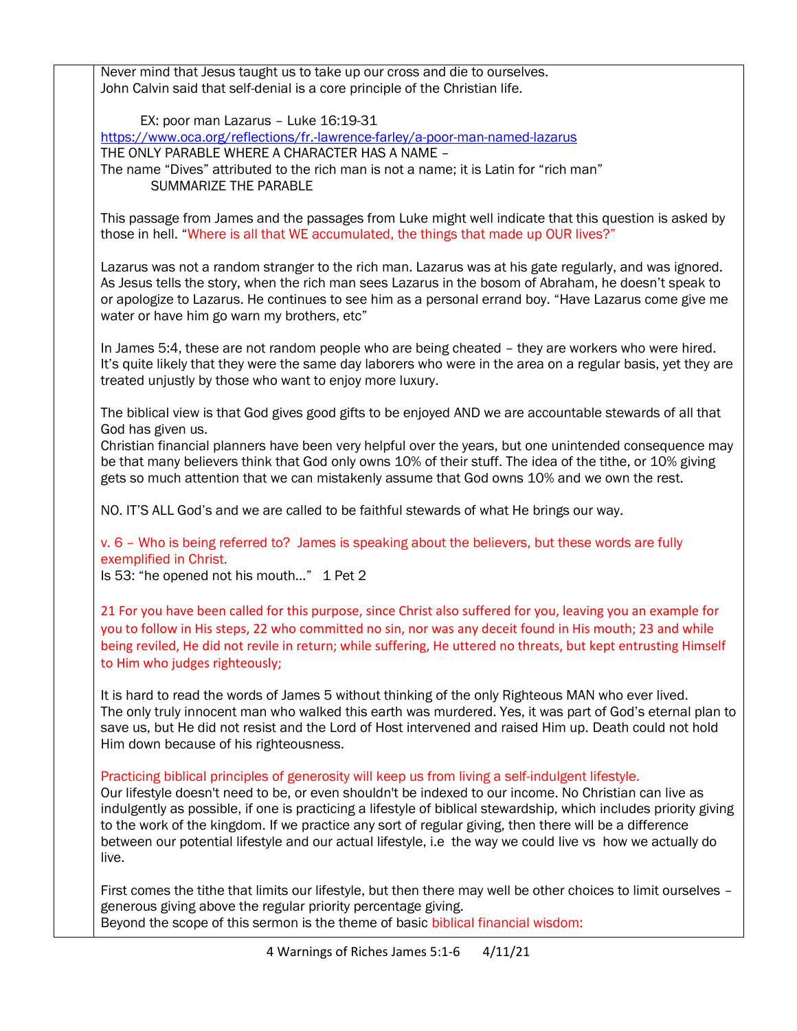Never mind that Jesus taught us to take up our cross and die to ourselves.
John Calvin said that self-denial is a core principle of the Christian life.

EX: poor man Lazarus – Luke 16:19-31
https://www.oca.org/reflections/fr.-lawrence-farley/a-poor-man-named-lazarus
THE ONLY PARABLE WHERE A CHARACTER HAS A NAME –
The name "Dives" attributed to the rich man is not a name; it is Latin for "rich man"
SUMMARIZE THE PARABLE

This passage from James and the passages from Luke might well indicate that this question is asked by those in hell. "Where is all that WE accumulated, the things that made up OUR lives?"

Lazarus was not a random stranger to the rich man. Lazarus was at his gate regularly, and was ignored. As Jesus tells the story, when the rich man sees Lazarus in the bosom of Abraham, he doesn't speak to or apologize to Lazarus. He continues to see him as a personal errand boy. "Have Lazarus come give me water or have him go warn my brothers, etc"

In James 5:4, these are not random people who are being cheated – they are workers who were hired. It's quite likely that they were the same day laborers who were in the area on a regular basis, yet they are treated unjustly by those who want to enjoy more luxury.

The biblical view is that God gives good gifts to be enjoyed AND we are accountable stewards of all that God has given us.
Christian financial planners have been very helpful over the years, but one unintended consequence may be that many believers think that God only owns 10% of their stuff. The idea of the tithe, or 10% giving gets so much attention that we can mistakenly assume that God owns 10% and we own the rest.

NO. IT'S ALL God's and we are called to be faithful stewards of what He brings our way.

v. 6 – Who is being referred to? James is speaking about the believers, but these words are fully exemplified in Christ.
Is 53: "he opened not his mouth…" 1 Pet 2

21 For you have been called for this purpose, since Christ also suffered for you, leaving you an example for you to follow in His steps, 22 who committed no sin, nor was any deceit found in His mouth; 23 and while being reviled, He did not revile in return; while suffering, He uttered no threats, but kept entrusting Himself to Him who judges righteously;

It is hard to read the words of James 5 without thinking of the only Righteous MAN who ever lived.
The only truly innocent man who walked this earth was murdered. Yes, it was part of God's eternal plan to save us, but He did not resist and the Lord of Host intervened and raised Him up. Death could not hold Him down because of his righteousness.

Practicing biblical principles of generosity will keep us from living a self-indulgent lifestyle.
Our lifestyle doesn't need to be, or even shouldn't be indexed to our income. No Christian can live as indulgently as possible, if one is practicing a lifestyle of biblical stewardship, which includes priority giving to the work of the kingdom. If we practice any sort of regular giving, then there will be a difference between our potential lifestyle and our actual lifestyle, i.e the way we could live vs how we actually do live.

First comes the tithe that limits our lifestyle, but then there may well be other choices to limit ourselves – generous giving above the regular priority percentage giving.
Beyond the scope of this sermon is the theme of basic biblical financial wisdom: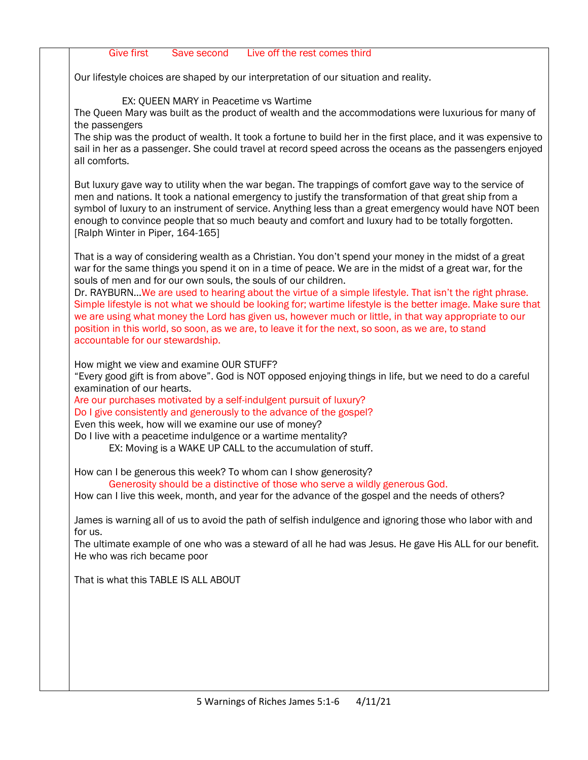Give first Save second Live off the rest comes third

Our lifestyle choices are shaped by our interpretation of our situation and reality.

EX: QUEEN MARY in Peacetime vs Wartime

The Queen Mary was built as the product of wealth and the accommodations were luxurious for many of the passengers

The ship was the product of wealth. It took a fortune to build her in the first place, and it was expensive to sail in her as a passenger. She could travel at record speed across the oceans as the passengers enjoyed all comforts.

But luxury gave way to utility when the war began. The trappings of comfort gave way to the service of men and nations. It took a national emergency to justify the transformation of that great ship from a symbol of luxury to an instrument of service. Anything less than a great emergency would have NOT been enough to convince people that so much beauty and comfort and luxury had to be totally forgotten. [Ralph Winter in Piper, 164-165]

That is a way of considering wealth as a Christian. You don't spend your money in the midst of a great war for the same things you spend it on in a time of peace. We are in the midst of a great war, for the souls of men and for our own souls, the souls of our children.

Dr. RAYBURN…We are used to hearing about the virtue of a simple lifestyle. That isn't the right phrase. Simple lifestyle is not what we should be looking for; wartime lifestyle is the better image. Make sure that we are using what money the Lord has given us, however much or little, in that way appropriate to our position in this world, so soon, as we are, to leave it for the next, so soon, as we are, to stand accountable for our stewardship.

How might we view and examine OUR STUFF?

"Every good gift is from above". God is NOT opposed enjoying things in life, but we need to do a careful examination of our hearts.

Are our purchases motivated by a self-indulgent pursuit of luxury?

Do I give consistently and generously to the advance of the gospel?

Even this week, how will we examine our use of money?

Do I live with a peacetime indulgence or a wartime mentality?

EX: Moving is a WAKE UP CALL to the accumulation of stuff.

How can I be generous this week? To whom can I show generosity?

Generosity should be a distinctive of those who serve a wildly generous God.

How can I live this week, month, and year for the advance of the gospel and the needs of others?

James is warning all of us to avoid the path of selfish indulgence and ignoring those who labor with and for us.

The ultimate example of one who was a steward of all he had was Jesus. He gave His ALL for our benefit. He who was rich became poor

That is what this TABLE IS ALL ABOUT